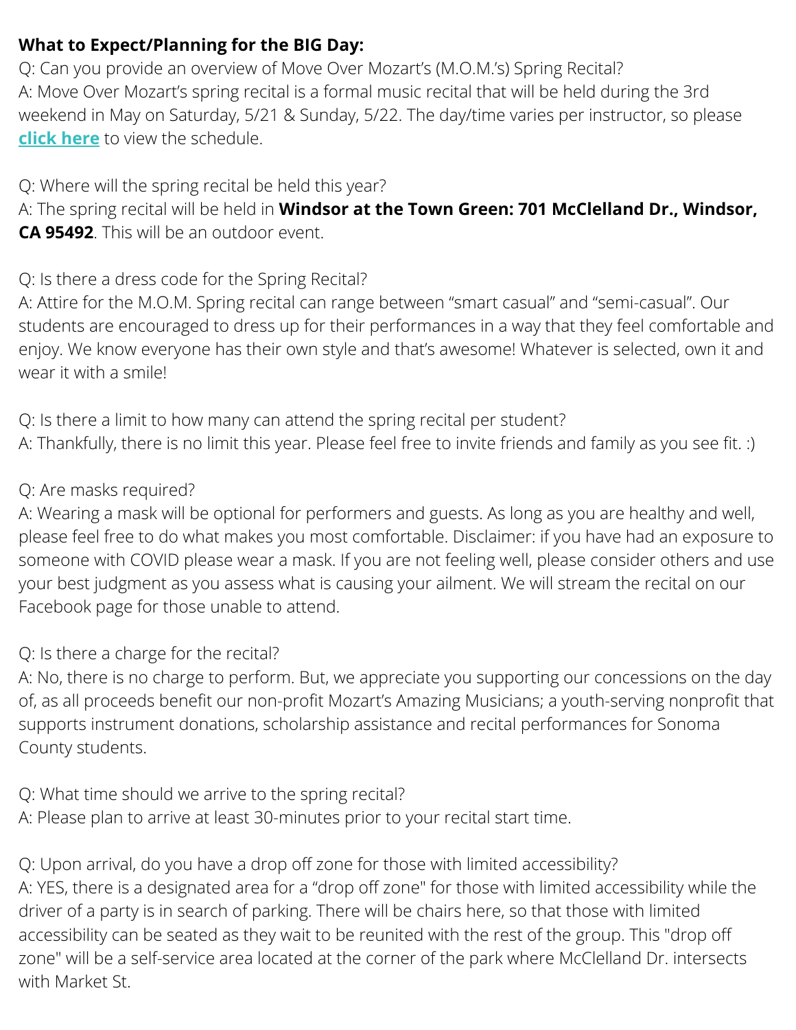**What to Expect/Planning for the BIG Day:**

Q: Can you provide an overview of Move Over Mozart's (M.O.M.'s) Spring Recital?

A: Move Over Mozart's spring recital is a formal music recital that will be held during the 3rd weekend in May on Saturday, 5/21 & Sunday, 5/22. The day/time varies per instructor, so please **click here** to view the schedule.

Q: Where will the spring recital be held this year?

A: The spring recital will be held in **Windsor at the Town Green: 701 McClelland Dr., Windsor, CA 95492**. This will be an outdoor event.

Q: Is there a dress code for the Spring Recital?

A: Attire for the M.O.M. Spring recital can range between "smart casual" and "semi-casual". Our students are encouraged to dress up for their performances in a way that they feel comfortable and enjoy. We know everyone has their own style and that's awesome! Whatever is selected, own it and wear it with a smile!

Q: Is there a limit to how many can attend the spring recital per student?

A: Thankfully, there is no limit this year. Please feel free to invite friends and family as you see fit. :)

Q: Are masks required?

A: Wearing a mask will be optional for performers and guests. As long as you are healthy and well, please feel free to do what makes you most comfortable. Disclaimer: if you have had an exposure to someone with COVID please wear a mask. If you are not feeling well, please consider others and use your best judgment as you assess what is causing your ailment. We will stream the recital on our Facebook page for those unable to attend.

Q: Is there a charge for the recital?

A: No, there is no charge to perform. But, we appreciate you supporting our concessions on the day of, as all proceeds benefit our non-profit Mozart's Amazing Musicians; a youth-serving nonprofit that supports instrument donations, scholarship assistance and recital performances for Sonoma County students.

Q: What time should we arrive to the spring recital?

A: Please plan to arrive at least 30-minutes prior to your recital start time.

Q: Upon arrival, do you have a drop off zone for those with limited accessibility?

A: YES, there is a designated area for a "drop off zone" for those with limited accessibility while the driver of a party is in search of parking. There will be chairs here, so that those with limited accessibility can be seated as they wait to be reunited with the rest of the group. This "drop off zone" will be a self-service area located at the corner of the park where McClelland Dr. intersects with Market St.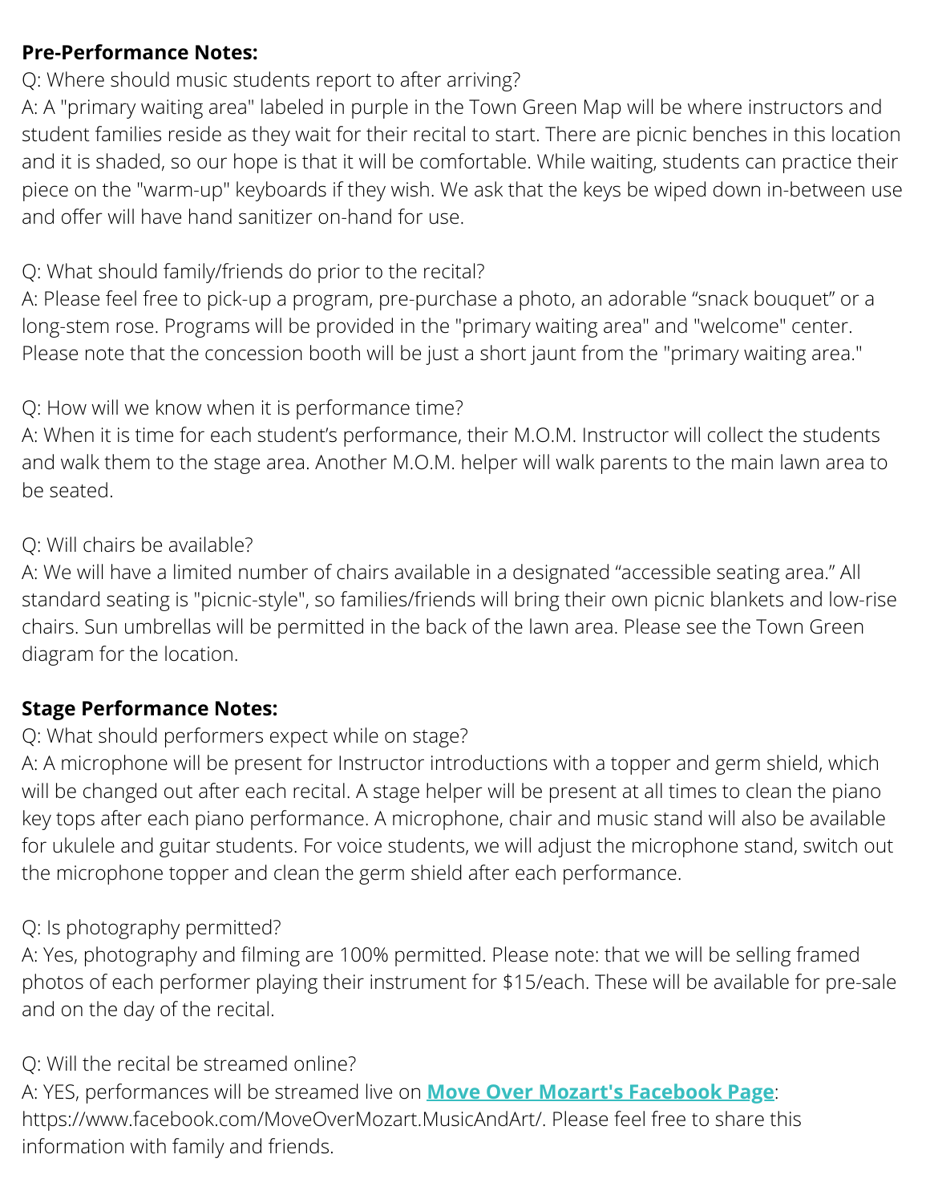**Pre-Performance Notes:**

Q: Where should music students report to after arriving?

A: A "primary waiting area" labeled in purple in the Town Green Map will be where instructors and student families reside as they wait for their recital to start. There are picnic benches in this location and it is shaded, so our hope is that it will be comfortable. While waiting, students can practice their piece on the "warm-up" keyboards if they wish. We ask that the keys be wiped down in-between use and offer will have hand sanitizer on-hand for use.

Q: What should family/friends do prior to the recital?

A: Please feel free to pick-up a program, pre-purchase a photo, an adorable "snack bouquet" or a long-stem rose. Programs will be provided in the "primary waiting area" and "welcome" center. Please note that the concession booth will be just a short jaunt from the "primary waiting area."

Q: How will we know when it is performance time?

A: When it is time for each student's performance, their M.O.M. Instructor will collect the students and walk them to the stage area. Another M.O.M. helper will walk parents to the main lawn area to be seated.

Q: Will chairs be available?

A: We will have a limited number of chairs available in a designated "accessible seating area." All standard seating is "picnic-style", so families/friends will bring their own picnic blankets and low-rise chairs. Sun umbrellas will be permitted in the back of the lawn area. Please see the Town Green diagram for the location.

**Stage Performance Notes:**

Q: What should performers expect while on stage?

A: A microphone will be present for Instructor introductions with a topper and germ shield, which will be changed out after each recital. A stage helper will be present at all times to clean the piano key tops after each piano performance. A microphone, chair and music stand will also be available for ukulele and guitar students. For voice students, we will adjust the microphone stand, switch out the microphone topper and clean the germ shield after each performance.

Q: Is photography permitted?

A: Yes, photography and filming are 100% permitted. Please note: that we will be selling framed photos of each performer playing their instrument for $15/each. These will be available for pre-sale and on the day of the recital.

Q: Will the recital be streamed online?

A: YES, performances will be streamed live on **[Move Over Mozart's Facebook Page](https://www.facebook.com/MoveOverMozart.MusicAndArt/)**: https://www.facebook.com/MoveOverMozart.MusicAndArt/. Please feel free to share this information with family and friends.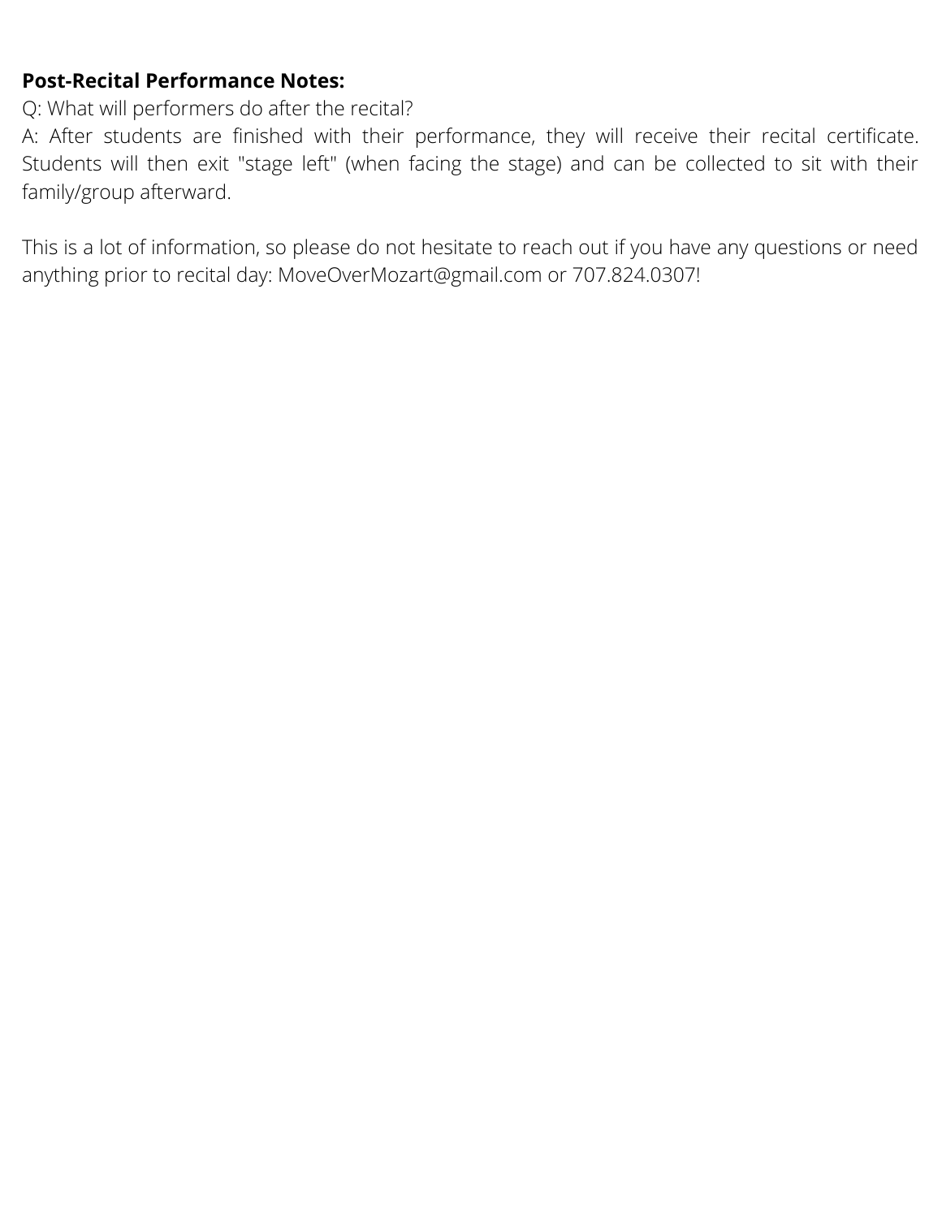**Post-Recital Performance Notes:**

Q: What will performers do after the recital?

A: After students are finished with their performance, they will receive their recital certificate. Students will then exit "stage left" (when facing the stage) and can be collected to sit with their family/group afterward.

This is a lot of information, so please do not hesitate to reach out if you have any questions or need anything prior to recital day: MoveOverMozart@gmail.com or 707.824.0307!